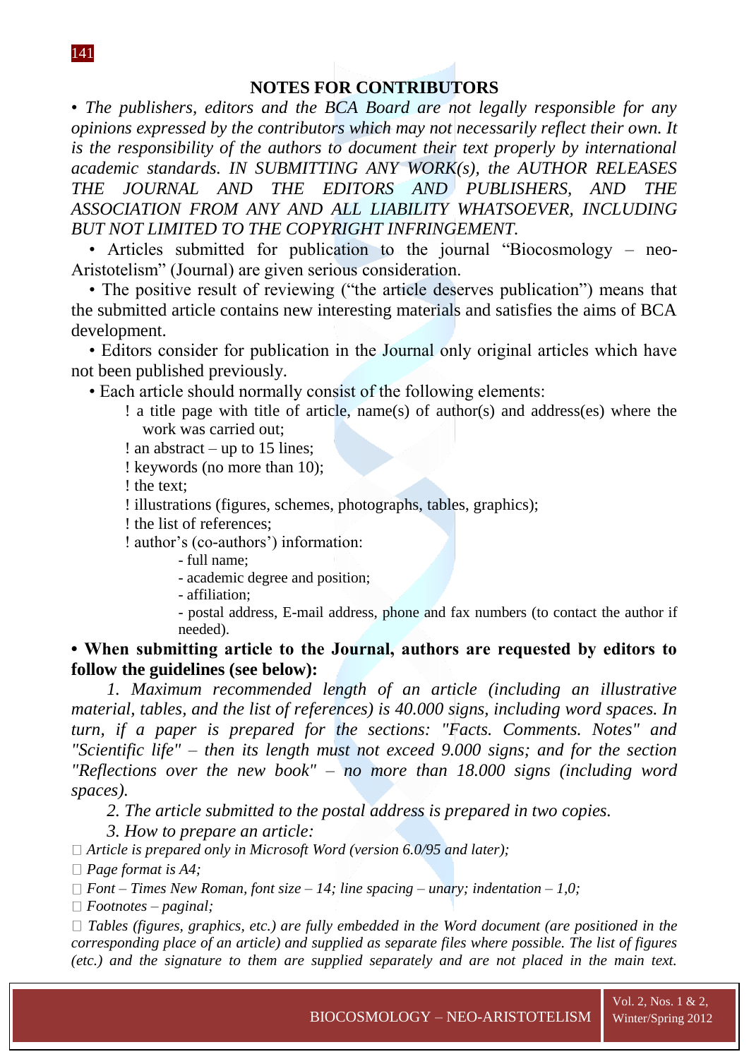## NOTES FOR CONTRIBUTORS

• *The publishers, editors and the BCA Board are not legally responsible for any opinions expressed by the contributors which may not necessarily reflect their own. It is the responsibility of the authors to document their text properly by international academic standards. IN SUBMITTING ANY WORK(s), the AUTHOR RELEASES THE JOURNAL AND THE EDITORS AND PUBLISHERS, AND THE ASSOCIATION FROM ANY AND ALL LIABILITY WHATSOEVER, INCLUDING BUT NOT LIMITED TO THE COPYRIGHT INFRINGEMENT.*

• Articles submitted for publication to the journal "Biocosmology – neo-Aristotelism" (Journal) are given serious consideration.

• The positive result of reviewing ("the article deserves publication") means that the submitted article contains new interesting materials and satisfies the aims of BCA development.

• Editors consider for publication in the Journal only original articles which have not been published previously.

• Each article should normally consist of the following elements:

! a title page with title of article, name(s) of author(s) and address(es) where the work was carried out;
! an abstract – up to 15 lines;
! keywords (no more than 10);
! the text;
! illustrations (figures, schemes, photographs, tables, graphics);
! the list of references;
! author's (co-authors') information:
- full name;
- academic degree and position;
- affiliation;
- postal address, E-mail address, phone and fax numbers (to contact the author if needed).

**• When submitting article to the Journal, authors are requested by editors to follow the guidelines (see below):**

*1. Maximum recommended length of an article (including an illustrative material, tables, and the list of references) is 40.000 signs, including word spaces. In turn, if a paper is prepared for the sections: "Facts. Comments. Notes" and "Scientific life" – then its length must not exceed 9.000 signs; and for the section "Reflections over the new book" – no more than 18.000 signs (including word spaces).*

*2. The article submitted to the postal address is prepared in two copies.*

*3. How to prepare an article:*

- *Article is prepared only in Microsoft Word (version 6.0/95 and later);*
- *Page format is A4;*
- *Font – Times New Roman, font size – 14; line spacing – unary; indentation – 1,0;*
- *Footnotes – paginal;*
- *Tables (figures, graphics, etc.) are fully embedded in the Word document (are positioned in the corresponding place of an article) and supplied as separate files where possible. The list of figures (etc.) and the signature to them are supplied separately and are not placed in the main text.*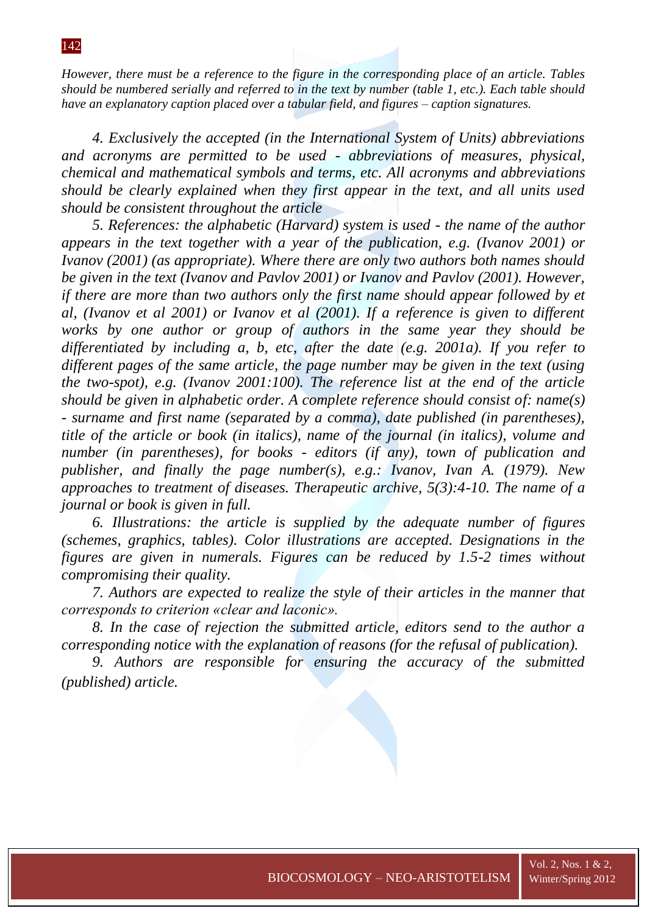*However, there must be a reference to the figure in the corresponding place of an article. Tables should be numbered serially and referred to in the text by number (table 1, etc.). Each table should have an explanatory caption placed over a tabular field, and figures – caption signatures.*

*4. Exclusively the accepted (in the International System of Units) abbreviations and acronyms are permitted to be used - abbreviations of measures, physical, chemical and mathematical symbols and terms, etc. All acronyms and abbreviations should be clearly explained when they first appear in the text, and all units used should be consistent throughout the article*

*5. References: the alphabetic (Harvard) system is used - the name of the author appears in the text together with a year of the publication, e.g. (Ivanov 2001) or Ivanov (2001) (as appropriate). Where there are only two authors both names should be given in the text (Ivanov and Pavlov 2001) or Ivanov and Pavlov (2001). However, if there are more than two authors only the first name should appear followed by et al, (Ivanov et al 2001) or Ivanov et al (2001). If a reference is given to different works by one author or group of authors in the same year they should be differentiated by including a, b, etc, after the date (e.g. 2001a). If you refer to different pages of the same article, the page number may be given in the text (using the two-spot), e.g. (Ivanov 2001:100). The reference list at the end of the article should be given in alphabetic order. A complete reference should consist of: name(s) - surname and first name (separated by a comma), date published (in parentheses), title of the article or book (in italics), name of the journal (in italics), volume and number (in parentheses), for books - editors (if any), town of publication and publisher, and finally the page number(s), e.g.: Ivanov, Ivan A. (1979). New approaches to treatment of diseases. Therapeutic archive, 5(3):4-10. The name of a journal or book is given in full.*

*6. Illustrations: the article is supplied by the adequate number of figures (schemes, graphics, tables). Color illustrations are accepted. Designations in the figures are given in numerals. Figures can be reduced by 1.5-2 times without compromising their quality.*

*7. Authors are expected to realize the style of their articles in the manner that corresponds to criterion «clear and laconic».*

*8. In the case of rejection the submitted article, editors send to the author a corresponding notice with the explanation of reasons (for the refusal of publication).*

*9. Authors are responsible for ensuring the accuracy of the submitted (published) article.*